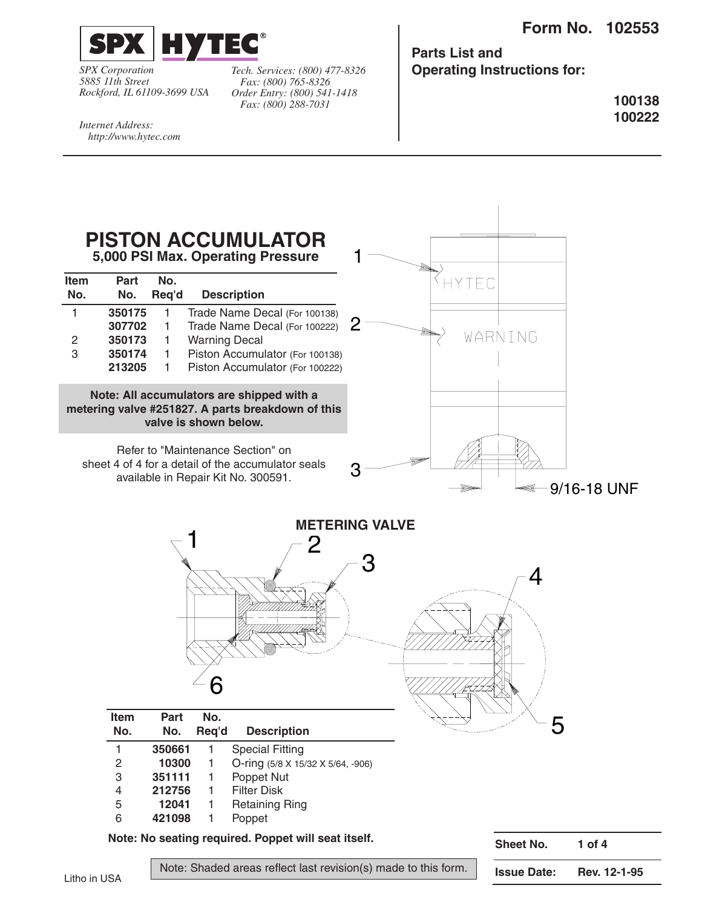**SPX HYTEC®**

*SPX Corporation*
*5885 11th Street*
*Rockford, IL 61109-3699 USA*

*Tech. Services: (800) 477-8326*
*Fax: (800) 765-8326*
*Order Entry: (800) 541-1418*
*Fax: (800) 288-7031*

*Internet Address:*
*http://www.hytec.com*

**Form No. 102553**

**Parts List and Operating Instructions for:**

**100138**
**100222**

# PISTON ACCUMULATOR

**5,000 PSI Max. Operating Pressure**

| Item No. | Part No. | No. Req'd | Description |
|---|---|---|---|
| 1 | **350175** | 1 | Trade Name Decal (For 100138) |
| | **307702** | 1 | Trade Name Decal (For 100222) |
| 2 | **350173** | 1 | Warning Decal |
| 3 | **350174** | 1 | Piston Accumulator (For 100138) |
| | **213205** | 1 | Piston Accumulator (For 100222) |

**Note: All accumulators are shipped with a metering valve #251827. A parts breakdown of this valve is shown below.**

Refer to "Maintenance Section" on sheet 4 of 4 for a detail of the accumulator seals available in Repair Kit No. 300591.

1 HYTEC
2 WARNING
3
9/16-18 UNF

## METERING VALVE

| Item No. | Part No. | No. Req'd | Description |
|---|---|---|---|
| 1 | **350661** | 1 | Special Fitting |
| 2 | **10300** | 1 | O-ring (5/8 X 15/32 X 5/64, -906) |
| 3 | **351111** | 1 | Poppet Nut |
| 4 | **212756** | 1 | Filter Disk |
| 5 | **12041** | 1 | Retaining Ring |
| 6 | **421098** | 1 | Poppet |

**Note: No seating required. Poppet will seat itself.**

Note: Shaded areas reflect last revision(s) made to this form.

| Sheet No. | 1 of 4 |
|---|---|
| **Issue Date:** | **Rev. 12-1-95** |

Litho in USA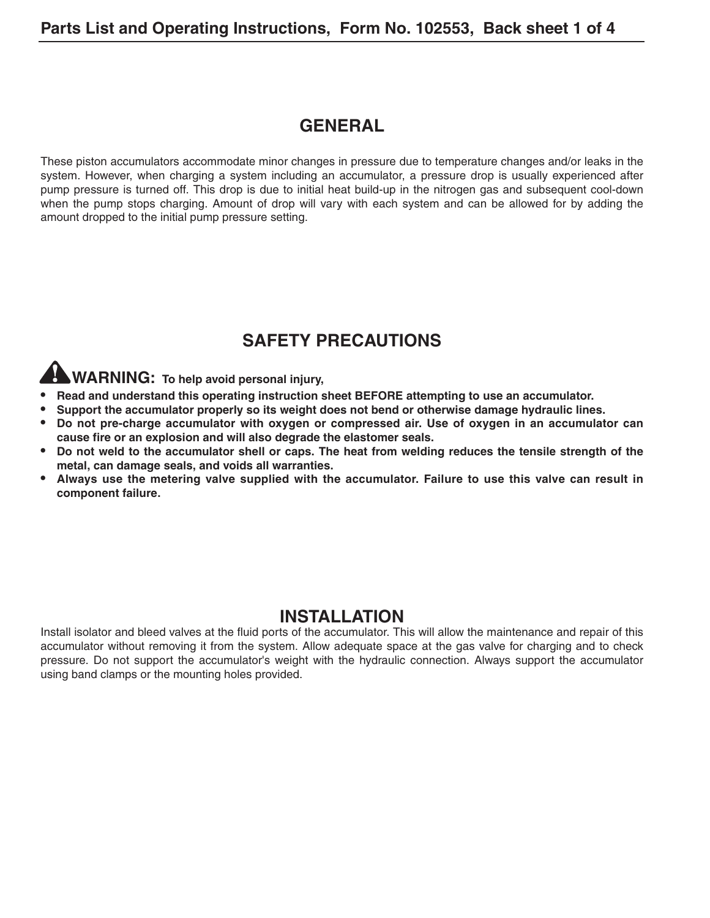## GENERAL

These piston accumulators accommodate minor changes in pressure due to temperature changes and/or leaks in the system. However, when charging a system including an accumulator, a pressure drop is usually experienced after pump pressure is turned off. This drop is due to initial heat build-up in the nitrogen gas and subsequent cool-down when the pump stops charging. Amount of drop will vary with each system and can be allowed for by adding the amount dropped to the initial pump pressure setting.

## SAFETY PRECAUTIONS

**WARNING: To help avoid personal injury,**

- **Read and understand this operating instruction sheet BEFORE attempting to use an accumulator.**
- **Support the accumulator properly so its weight does not bend or otherwise damage hydraulic lines.**
- **Do not pre-charge accumulator with oxygen or compressed air. Use of oxygen in an accumulator can cause fire or an explosion and will also degrade the elastomer seals.**
- **Do not weld to the accumulator shell or caps. The heat from welding reduces the tensile strength of the metal, can damage seals, and voids all warranties.**
- **Always use the metering valve supplied with the accumulator. Failure to use this valve can result in component failure.**

## INSTALLATION

Install isolator and bleed valves at the fluid ports of the accumulator. This will allow the maintenance and repair of this accumulator without removing it from the system. Allow adequate space at the gas valve for charging and to check pressure. Do not support the accumulator's weight with the hydraulic connection. Always support the accumulator using band clamps or the mounting holes provided.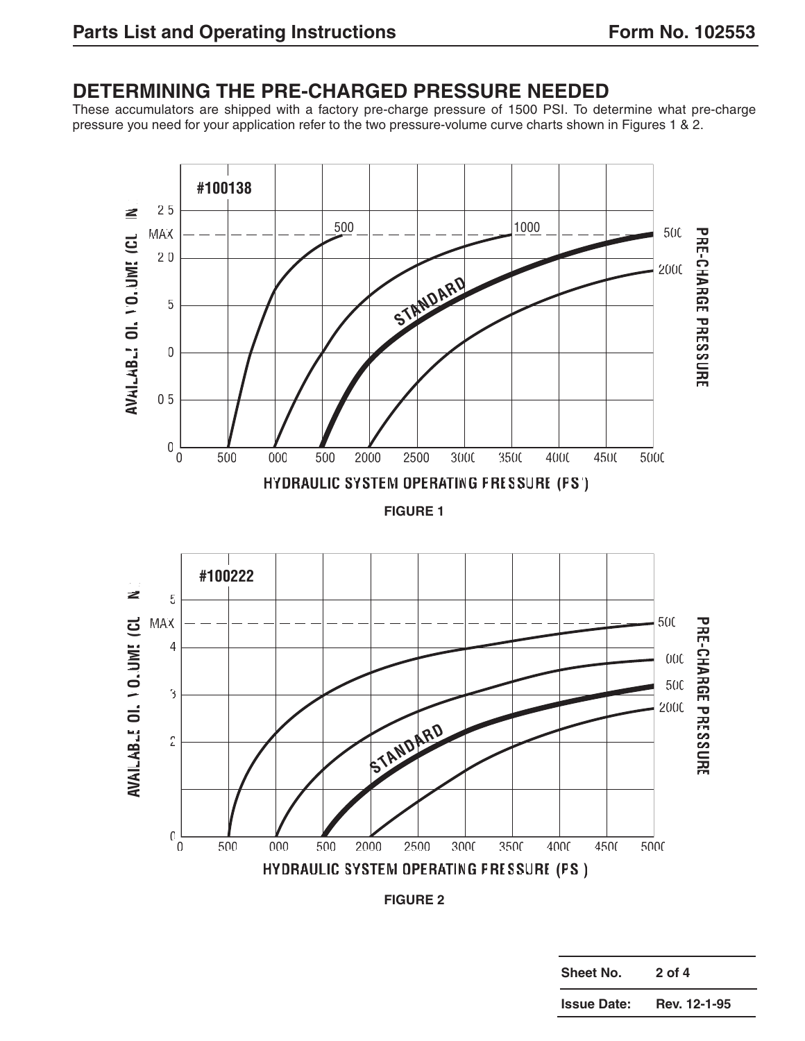## DETERMINING THE PRE-CHARGED PRESSURE NEEDED

These accumulators are shipped with a factory pre-charge pressure of 1500 PSI. To determine what pre-charge pressure you need for your application refer to the two pressure-volume curve charts shown in Figures 1 & 2.

FIGURE 1

FIGURE 2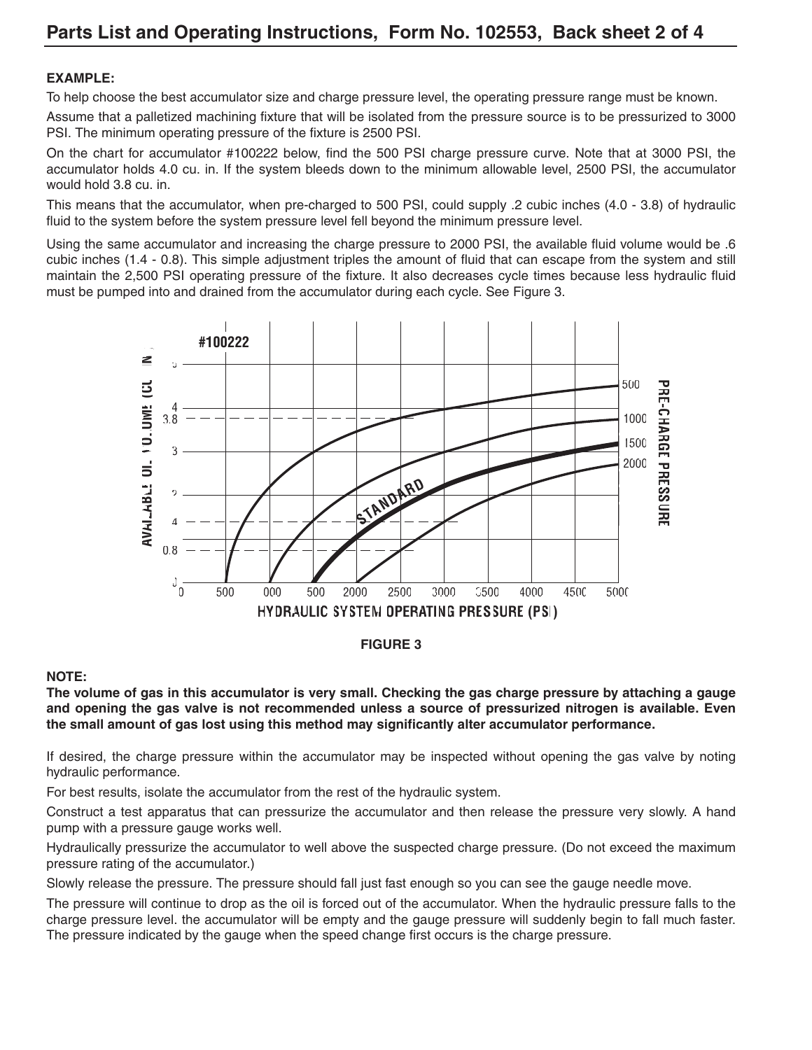**EXAMPLE:**

To help choose the best accumulator size and charge pressure level, the operating pressure range must be known.

Assume that a palletized machining fixture that will be isolated from the pressure source is to be pressurized to 3000 PSI. The minimum operating pressure of the fixture is 2500 PSI.

On the chart for accumulator #100222 below, find the 500 PSI charge pressure curve. Note that at 3000 PSI, the accumulator holds 4.0 cu. in. If the system bleeds down to the minimum allowable level, 2500 PSI, the accumulator would hold 3.8 cu. in.

This means that the accumulator, when pre-charged to 500 PSI, could supply .2 cubic inches (4.0 - 3.8) of hydraulic fluid to the system before the system pressure level fell beyond the minimum pressure level.

Using the same accumulator and increasing the charge pressure to 2000 PSI, the available fluid volume would be .6 cubic inches (1.4 - 0.8). This simple adjustment triples the amount of fluid that can escape from the system and still maintain the 2,500 PSI operating pressure of the fixture. It also decreases cycle times because less hydraulic fluid must be pumped into and drained from the accumulator during each cycle. See Figure 3.

FIGURE 3

**NOTE:**

**The volume of gas in this accumulator is very small. Checking the gas charge pressure by attaching a gauge and opening the gas valve is not recommended unless a source of pressurized nitrogen is available. Even the small amount of gas lost using this method may significantly alter accumulator performance.**

If desired, the charge pressure within the accumulator may be inspected without opening the gas valve by noting hydraulic performance.

For best results, isolate the accumulator from the rest of the hydraulic system.

Construct a test apparatus that can pressurize the accumulator and then release the pressure very slowly. A hand pump with a pressure gauge works well.

Hydraulically pressurize the accumulator to well above the suspected charge pressure. (Do not exceed the maximum pressure rating of the accumulator.)

Slowly release the pressure. The pressure should fall just fast enough so you can see the gauge needle move.

The pressure will continue to drop as the oil is forced out of the accumulator. When the hydraulic pressure falls to the charge pressure level. the accumulator will be empty and the gauge pressure will suddenly begin to fall much faster. The pressure indicated by the gauge when the speed change first occurs is the charge pressure.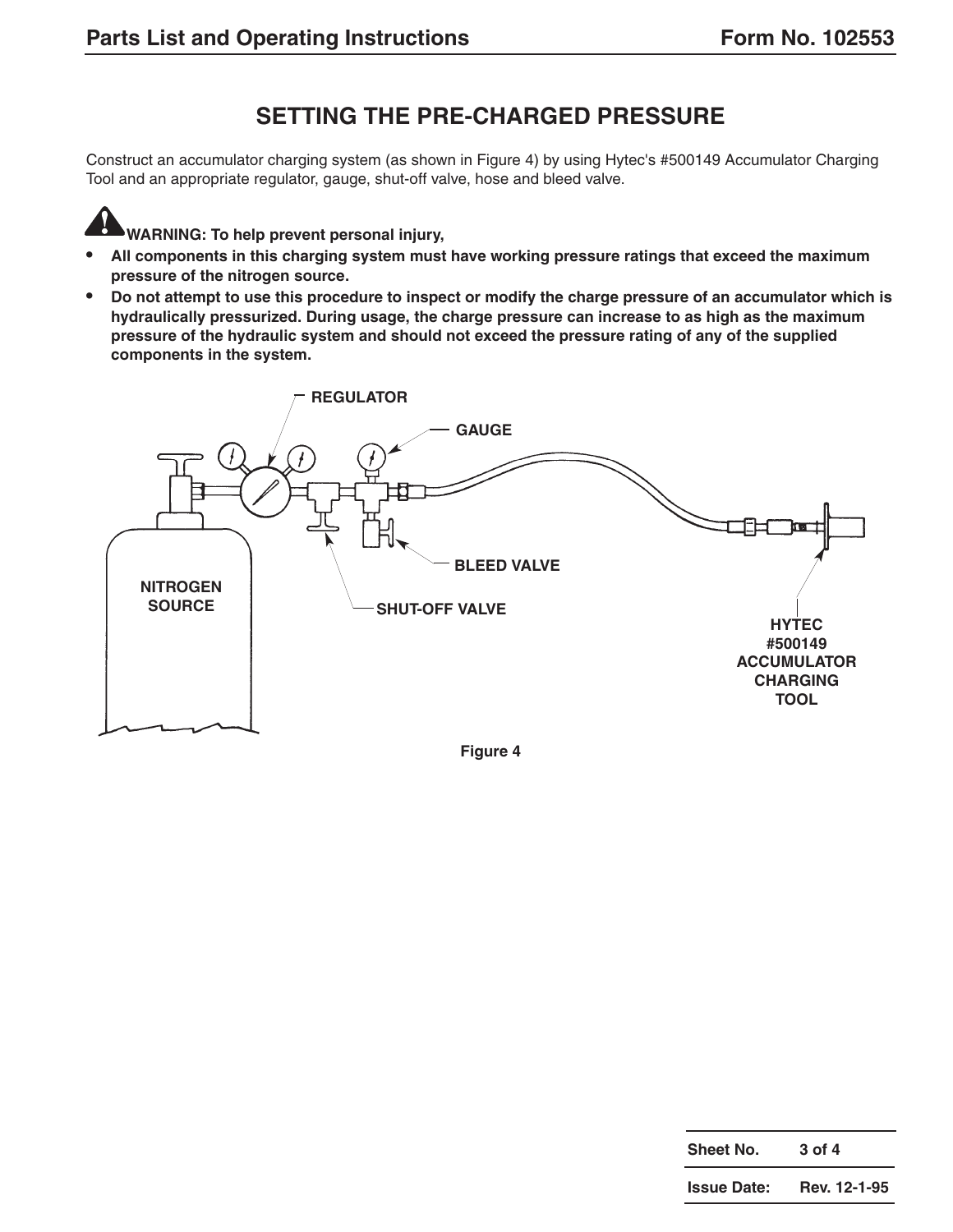## SETTING THE PRE-CHARGED PRESSURE

Construct an accumulator charging system (as shown in Figure 4) by using Hytec's #500149 Accumulator Charging Tool and an appropriate regulator, gauge, shut-off valve, hose and bleed valve.

**WARNING: To help prevent personal injury,**

- **All components in this charging system must have working pressure ratings that exceed the maximum pressure of the nitrogen source.**
- **Do not attempt to use this procedure to inspect or modify the charge pressure of an accumulator which is hydraulically pressurized. During usage, the charge pressure can increase to as high as the maximum pressure of the hydraulic system and should not exceed the pressure rating of any of the supplied components in the system.**

REGULATOR

GAUGE

BLEED VALVE

NITROGEN SOURCE

SHUT-OFF VALVE

HYTEC #500149 ACCUMULATOR CHARGING TOOL

**Figure 4**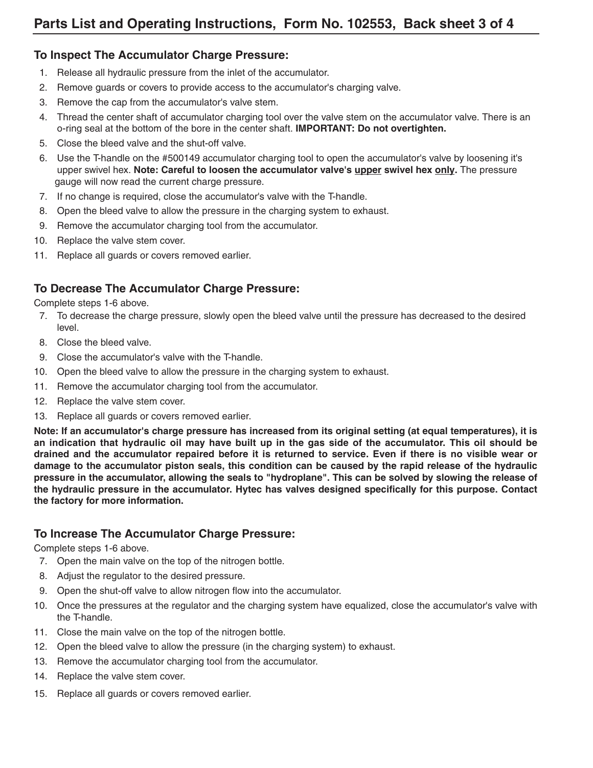## To Inspect The Accumulator Charge Pressure:

1. Release all hydraulic pressure from the inlet of the accumulator.
2. Remove guards or covers to provide access to the accumulator's charging valve.
3. Remove the cap from the accumulator's valve stem.
4. Thread the center shaft of accumulator charging tool over the valve stem on the accumulator valve. There is an o-ring seal at the bottom of the bore in the center shaft. **IMPORTANT: Do not overtighten.**
5. Close the bleed valve and the shut-off valve.
6. Use the T-handle on the #500149 accumulator charging tool to open the accumulator's valve by loosening it's upper swivel hex. **Note: Careful to loosen the accumulator valve's <u>upper</u> swivel hex <u>only</u>.** The pressure gauge will now read the current charge pressure.
7. If no change is required, close the accumulator's valve with the T-handle.
8. Open the bleed valve to allow the pressure in the charging system to exhaust.
9. Remove the accumulator charging tool from the accumulator.
10. Replace the valve stem cover.
11. Replace all guards or covers removed earlier.

## To Decrease The Accumulator Charge Pressure:

Complete steps 1-6 above.

7. To decrease the charge pressure, slowly open the bleed valve until the pressure has decreased to the desired level.
8. Close the bleed valve.
9. Close the accumulator's valve with the T-handle.
10. Open the bleed valve to allow the pressure in the charging system to exhaust.
11. Remove the accumulator charging tool from the accumulator.
12. Replace the valve stem cover.
13. Replace all guards or covers removed earlier.

**Note: If an accumulator's charge pressure has increased from its original setting (at equal temperatures), it is an indication that hydraulic oil may have built up in the gas side of the accumulator. This oil should be drained and the accumulator repaired before it is returned to service. Even if there is no visible wear or damage to the accumulator piston seals, this condition can be caused by the rapid release of the hydraulic pressure in the accumulator, allowing the seals to "hydroplane". This can be solved by slowing the release of the hydraulic pressure in the accumulator. Hytec has valves designed specifically for this purpose. Contact the factory for more information.**

## To Increase The Accumulator Charge Pressure:

Complete steps 1-6 above.

7. Open the main valve on the top of the nitrogen bottle.
8. Adjust the regulator to the desired pressure.
9. Open the shut-off valve to allow nitrogen flow into the accumulator.
10. Once the pressures at the regulator and the charging system have equalized, close the accumulator's valve with the T-handle.
11. Close the main valve on the top of the nitrogen bottle.
12. Open the bleed valve to allow the pressure (in the charging system) to exhaust.
13. Remove the accumulator charging tool from the accumulator.
14. Replace the valve stem cover.
15. Replace all guards or covers removed earlier.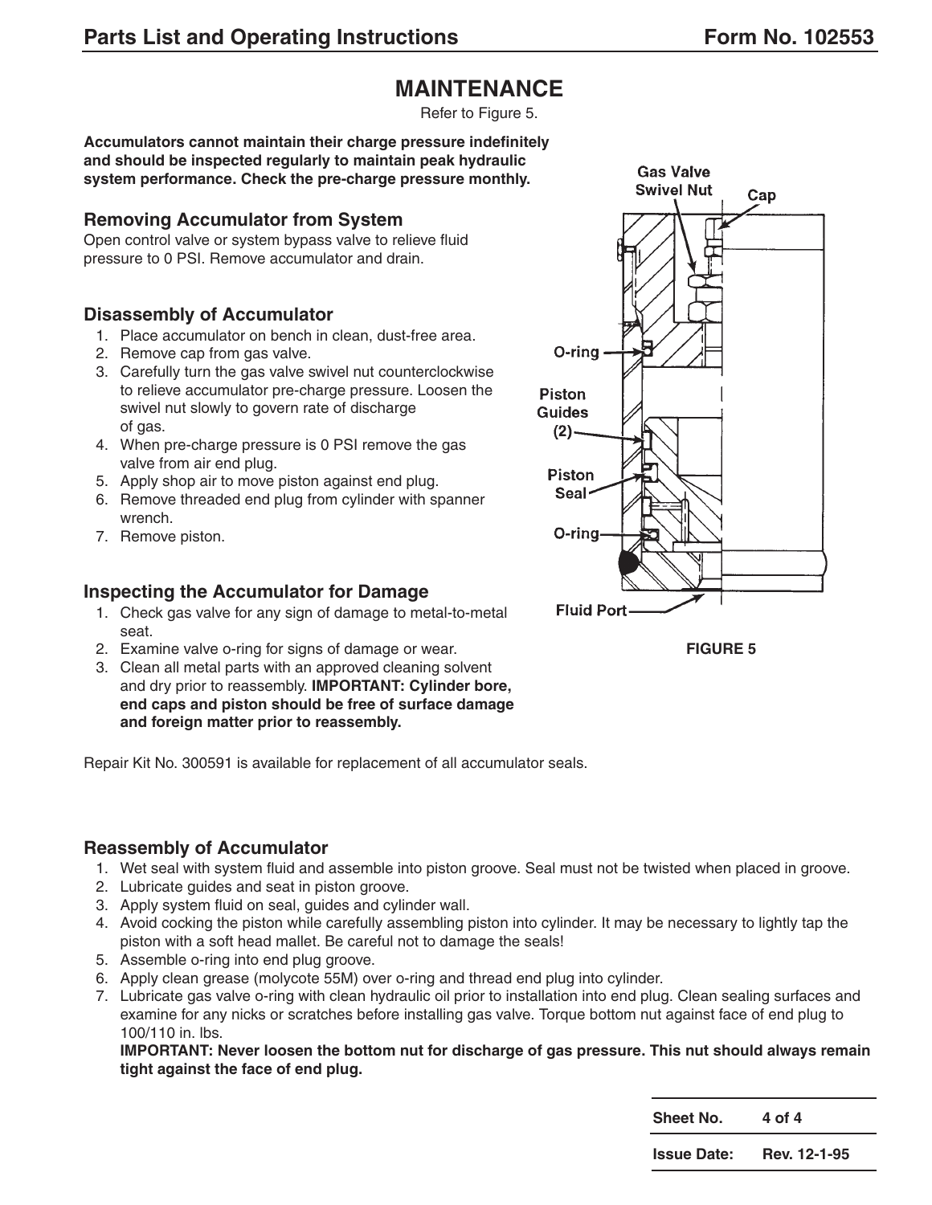# MAINTENANCE

Refer to Figure 5.

**Accumulators cannot maintain their charge pressure indefinitely and should be inspected regularly to maintain peak hydraulic system performance. Check the pre-charge pressure monthly.**

## Removing Accumulator from System

Open control valve or system bypass valve to relieve fluid pressure to 0 PSI. Remove accumulator and drain.

## Disassembly of Accumulator

1. Place accumulator on bench in clean, dust-free area.
2. Remove cap from gas valve.
3. Carefully turn the gas valve swivel nut counterclockwise to relieve accumulator pre-charge pressure. Loosen the swivel nut slowly to govern rate of discharge of gas.
4. When pre-charge pressure is 0 PSI remove the gas valve from air end plug.
5. Apply shop air to move piston against end plug.
6. Remove threaded end plug from cylinder with spanner wrench.
7. Remove piston.

## Inspecting the Accumulator for Damage

1. Check gas valve for any sign of damage to metal-to-metal seat.
2. Examine valve o-ring for signs of damage or wear.
3. Clean all metal parts with an approved cleaning solvent and dry prior to reassembly. **IMPORTANT: Cylinder bore, end caps and piston should be free of surface damage and foreign matter prior to reassembly.**

Gas Valve Swivel Nut
Cap
O-ring
Piston Guides (2)
Piston Seal
O-ring
Fluid Port

FIGURE 5

Repair Kit No. 300591 is available for replacement of all accumulator seals.

## Reassembly of Accumulator

1. Wet seal with system fluid and assemble into piston groove. Seal must not be twisted when placed in groove.
2. Lubricate guides and seat in piston groove.
3. Apply system fluid on seal, guides and cylinder wall.
4. Avoid cocking the piston while carefully assembling piston into cylinder. It may be necessary to lightly tap the piston with a soft head mallet. Be careful not to damage the seals!
5. Assemble o-ring into end plug groove.
6. Apply clean grease (molycote 55M) over o-ring and thread end plug into cylinder.
7. Lubricate gas valve o-ring with clean hydraulic oil prior to installation into end plug. Clean sealing surfaces and examine for any nicks or scratches before installing gas valve. Torque bottom nut against face of end plug to 100/110 in. lbs.

   **IMPORTANT: Never loosen the bottom nut for discharge of gas pressure. This nut should always remain tight against the face of end plug.**

| | |
|---|---|
| **Sheet No.** | **4 of 4** |
| **Issue Date:** | **Rev. 12-1-95** |